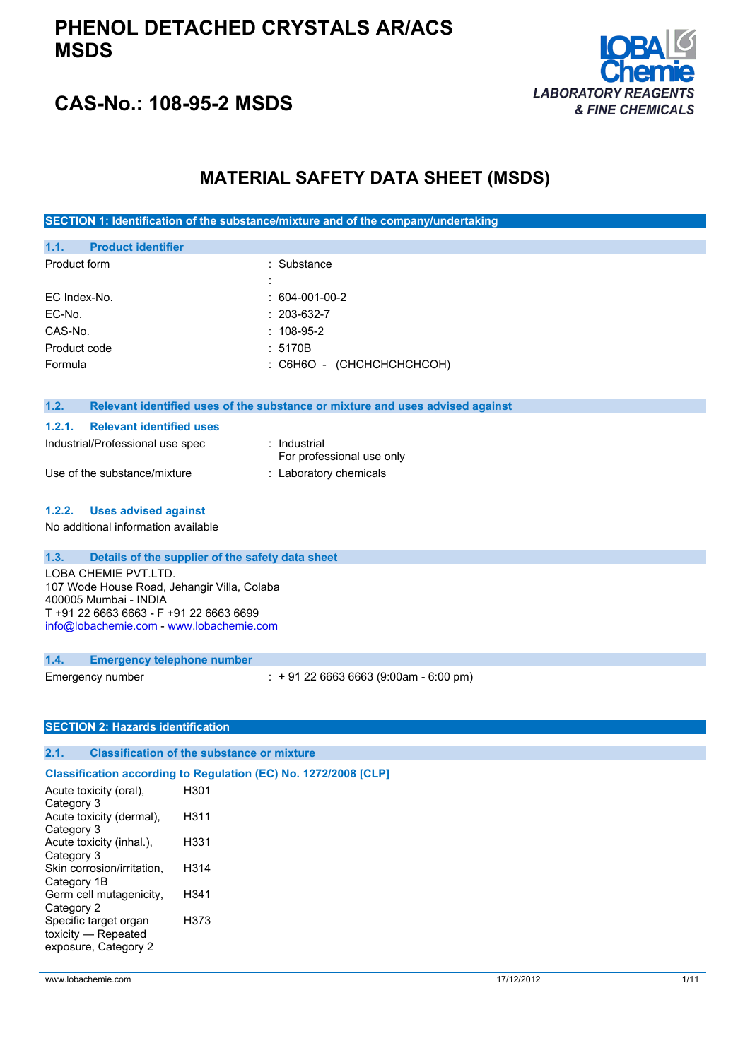# PHENOL DETACHED CRYSTALS AR/ACS MSDS

## CAS-No.: 108-95-2 MSDS

LOBA Chemie
*LABORATORY REAGENTS & FINE CHEMICALS*

# MATERIAL SAFETY DATA SHEET (MSDS)

## SECTION 1: Identification of the substance/mixture and of the company/undertaking

### 1.1. Product identifier

| | |
|---|---|
| Product form | : Substance |
| | : |
| EC Index-No. | : 604-001-00-2 |
| EC-No. | : 203-632-7 |
| CAS-No. | : 108-95-2 |
| Product code | : 5170B |
| Formula | : $C_6H_6O$ - (CHCHCHCHCHCOH) |

### 1.2. Relevant identified uses of the substance or mixture and uses advised against

#### 1.2.1. Relevant identified uses

| | |
|---|---|
| Industrial/Professional use spec | : Industrial<br>For professional use only |
| Use of the substance/mixture | : Laboratory chemicals |

#### 1.2.2. Uses advised against

No additional information available

### 1.3. Details of the supplier of the safety data sheet

LOBA CHEMIE PVT.LTD.
107 Wode House Road, Jehangir Villa, Colaba
400005 Mumbai - INDIA
T +91 22 6663 6663 - F +91 22 6663 6699
info@lobachemie.com - www.lobachemie.com

### 1.4. Emergency telephone number

| | |
|---|---|
| Emergency number | : + 91 22 6663 6663 (9:00am - 6:00 pm) |

## SECTION 2: Hazards identification

### 2.1. Classification of the substance or mixture

**Classification according to Regulation (EC) No. 1272/2008 [CLP]**

| | |
|---|---|
| Acute toxicity (oral), Category 3 | H301 |
| Acute toxicity (dermal), Category 3 | H311 |
| Acute toxicity (inhal.), Category 3 | H331 |
| Skin corrosion/irritation, Category 1B | H314 |
| Germ cell mutagenicity, Category 2 | H341 |
| Specific target organ toxicity — Repeated exposure, Category 2 | H373 |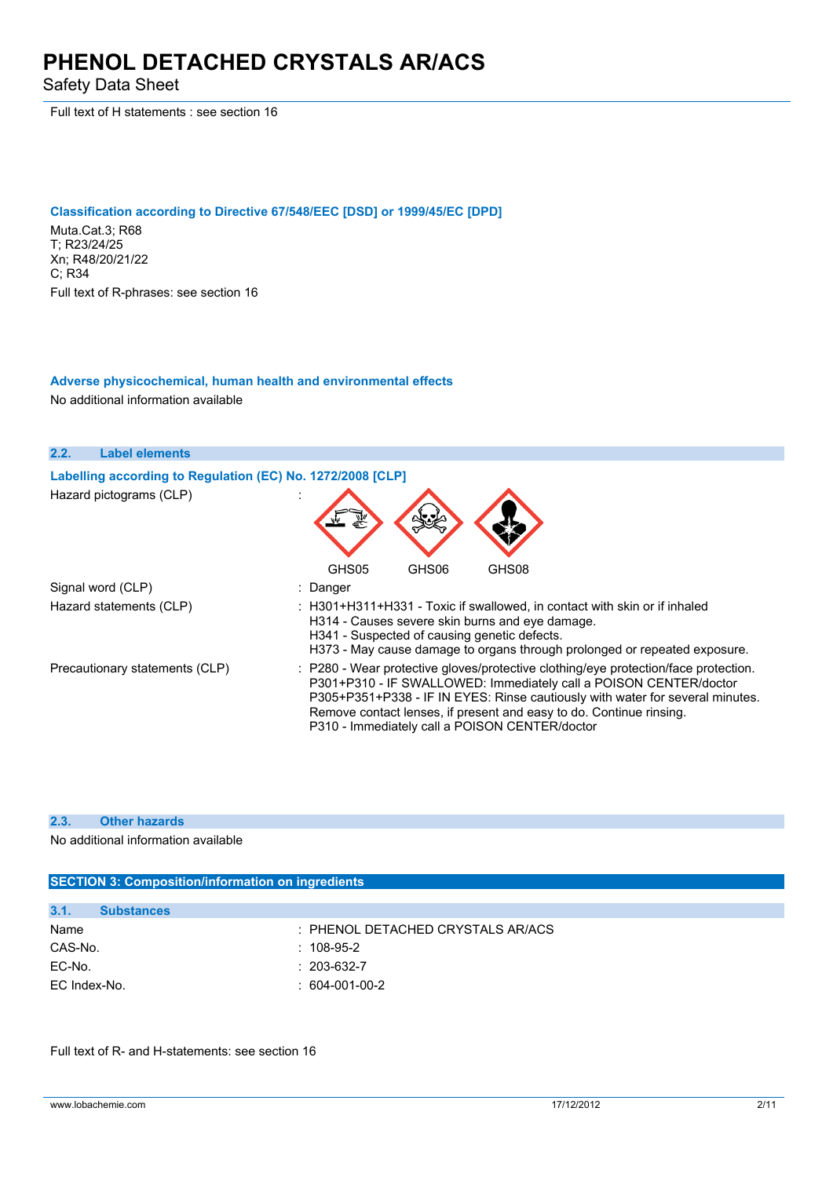Full text of H statements : see section 16

### Classification according to Directive 67/548/EEC [DSD] or 1999/45/EC [DPD]

Muta.Cat.3; R68
T; R23/24/25
Xn; R48/20/21/22
C; R34

Full text of R-phrases: see section 16

### Adverse physicochemical, human health and environmental effects

No additional information available

## 2.2. Label elements

### Labelling according to Regulation (EC) No. 1272/2008 [CLP]

| | |
|---|---|
| Hazard pictograms (CLP) | : GHS05 GHS06 GHS08 |
| Signal word (CLP) | : Danger |
| Hazard statements (CLP) | : H301+H311+H331 - Toxic if swallowed, in contact with skin or if inhaled<br>H314 - Causes severe skin burns and eye damage.<br>H341 - Suspected of causing genetic defects.<br>H373 - May cause damage to organs through prolonged or repeated exposure. |
| Precautionary statements (CLP) | : P280 - Wear protective gloves/protective clothing/eye protection/face protection.<br>P301+P310 - IF SWALLOWED: Immediately call a POISON CENTER/doctor<br>P305+P351+P338 - IF IN EYES: Rinse cautiously with water for several minutes. Remove contact lenses, if present and easy to do. Continue rinsing.<br>P310 - Immediately call a POISON CENTER/doctor |

## 2.3. Other hazards

No additional information available

# SECTION 3: Composition/information on ingredients

## 3.1. Substances

| | |
|---|---|
| Name | : PHENOL DETACHED CRYSTALS AR/ACS |
| CAS-No. | : 108-95-2 |
| EC-No. | : 203-632-7 |
| EC Index-No. | : 604-001-00-2 |

Full text of R- and H-statements: see section 16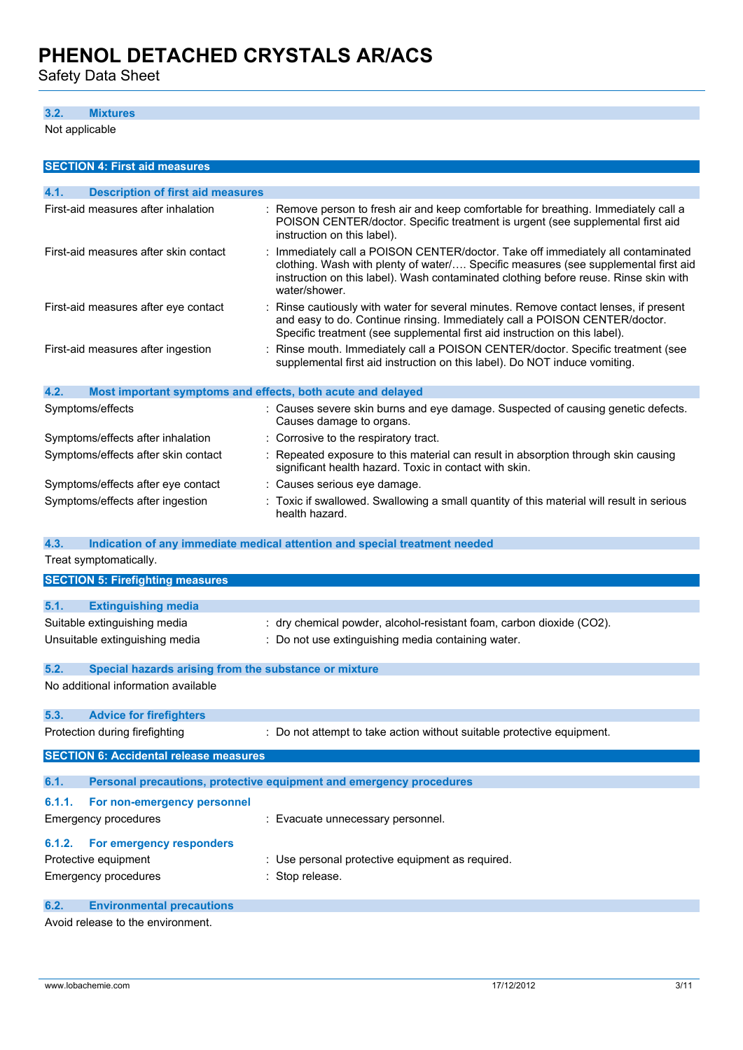### 3.2. Mixtures

Not applicable

## SECTION 4: First aid measures

### 4.1. Description of first aid measures

| | |
|---|---|
| First-aid measures after inhalation | : Remove person to fresh air and keep comfortable for breathing. Immediately call a POISON CENTER/doctor. Specific treatment is urgent (see supplemental first aid instruction on this label). |
| First-aid measures after skin contact | : Immediately call a POISON CENTER/doctor. Take off immediately all contaminated clothing. Wash with plenty of water/…. Specific measures (see supplemental first aid instruction on this label). Wash contaminated clothing before reuse. Rinse skin with water/shower. |
| First-aid measures after eye contact | : Rinse cautiously with water for several minutes. Remove contact lenses, if present and easy to do. Continue rinsing. Immediately call a POISON CENTER/doctor. Specific treatment (see supplemental first aid instruction on this label). |
| First-aid measures after ingestion | : Rinse mouth. Immediately call a POISON CENTER/doctor. Specific treatment (see supplemental first aid instruction on this label). Do NOT induce vomiting. |

### 4.2. Most important symptoms and effects, both acute and delayed

| | |
|---|---|
| Symptoms/effects | : Causes severe skin burns and eye damage. Suspected of causing genetic defects. Causes damage to organs. |
| Symptoms/effects after inhalation | : Corrosive to the respiratory tract. |
| Symptoms/effects after skin contact | : Repeated exposure to this material can result in absorption through skin causing significant health hazard. Toxic in contact with skin. |
| Symptoms/effects after eye contact | : Causes serious eye damage. |
| Symptoms/effects after ingestion | : Toxic if swallowed. Swallowing a small quantity of this material will result in serious health hazard. |

### 4.3. Indication of any immediate medical attention and special treatment needed

Treat symptomatically.

## SECTION 5: Firefighting measures

### 5.1. Extinguishing media

| | |
|---|---|
| Suitable extinguishing media | : dry chemical powder, alcohol-resistant foam, carbon dioxide ($CO_2$). |
| Unsuitable extinguishing media | : Do not use extinguishing media containing water. |

### 5.2. Special hazards arising from the substance or mixture

No additional information available

### 5.3. Advice for firefighters

| | |
|---|---|
| Protection during firefighting | : Do not attempt to take action without suitable protective equipment. |

## SECTION 6: Accidental release measures

### 6.1. Personal precautions, protective equipment and emergency procedures

#### 6.1.1. For non-emergency personnel

| | |
|---|---|
| Emergency procedures | : Evacuate unnecessary personnel. |

#### 6.1.2. For emergency responders

| | |
|---|---|
| Protective equipment | : Use personal protective equipment as required. |
| Emergency procedures | : Stop release. |

### 6.2. Environmental precautions

Avoid release to the environment.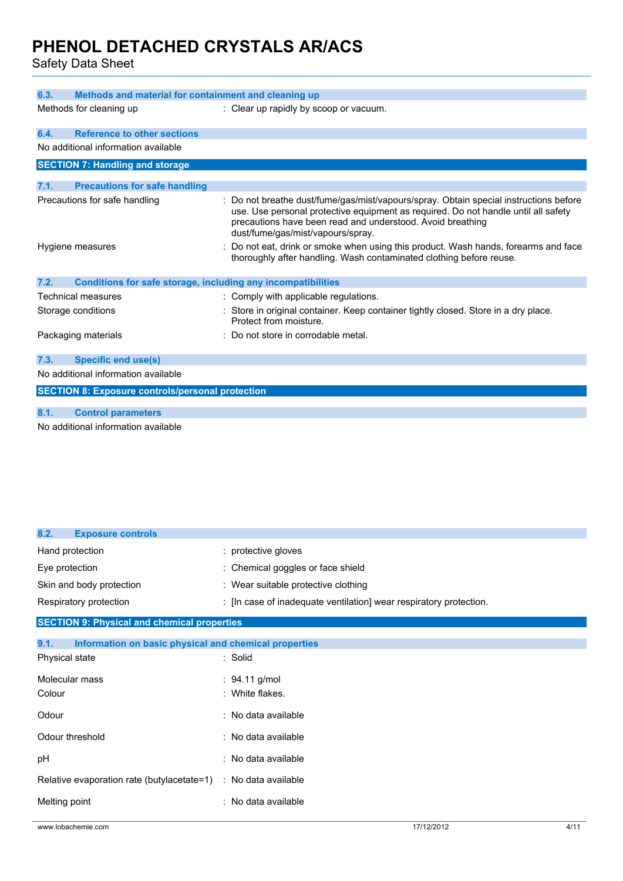### 6.3. Methods and material for containment and cleaning up

| | |
|---|---|
| Methods for cleaning up | : Clear up rapidly by scoop or vacuum. |

### 6.4. Reference to other sections

No additional information available

## SECTION 7: Handling and storage

### 7.1. Precautions for safe handling

| | |
|---|---|
| Precautions for safe handling | : Do not breathe dust/fume/gas/mist/vapours/spray. Obtain special instructions before use. Use personal protective equipment as required. Do not handle until all safety precautions have been read and understood. Avoid breathing dust/fume/gas/mist/vapours/spray. |
| Hygiene measures | : Do not eat, drink or smoke when using this product. Wash hands, forearms and face thoroughly after handling. Wash contaminated clothing before reuse. |

### 7.2. Conditions for safe storage, including any incompatibilities

| | |
|---|---|
| Technical measures | : Comply with applicable regulations. |
| Storage conditions | : Store in original container. Keep container tightly closed. Store in a dry place. Protect from moisture. |
| Packaging materials | : Do not store in corrodable metal. |

### 7.3. Specific end use(s)

No additional information available

## SECTION 8: Exposure controls/personal protection

### 8.1. Control parameters

No additional information available

### 8.2. Exposure controls

| | |
|---|---|
| Hand protection | : protective gloves |
| Eye protection | : Chemical goggles or face shield |
| Skin and body protection | : Wear suitable protective clothing |
| Respiratory protection | : [In case of inadequate ventilation] wear respiratory protection. |

## SECTION 9: Physical and chemical properties

### 9.1. Information on basic physical and chemical properties

| | |
|---|---|
| Physical state | : Solid |
| Molecular mass | : 94.11 g/mol |
| Colour | : White flakes. |
| Odour | : No data available |
| Odour threshold | : No data available |
| pH | : No data available |
| Relative evaporation rate (butylacetate=1) | : No data available |
| Melting point | : No data available |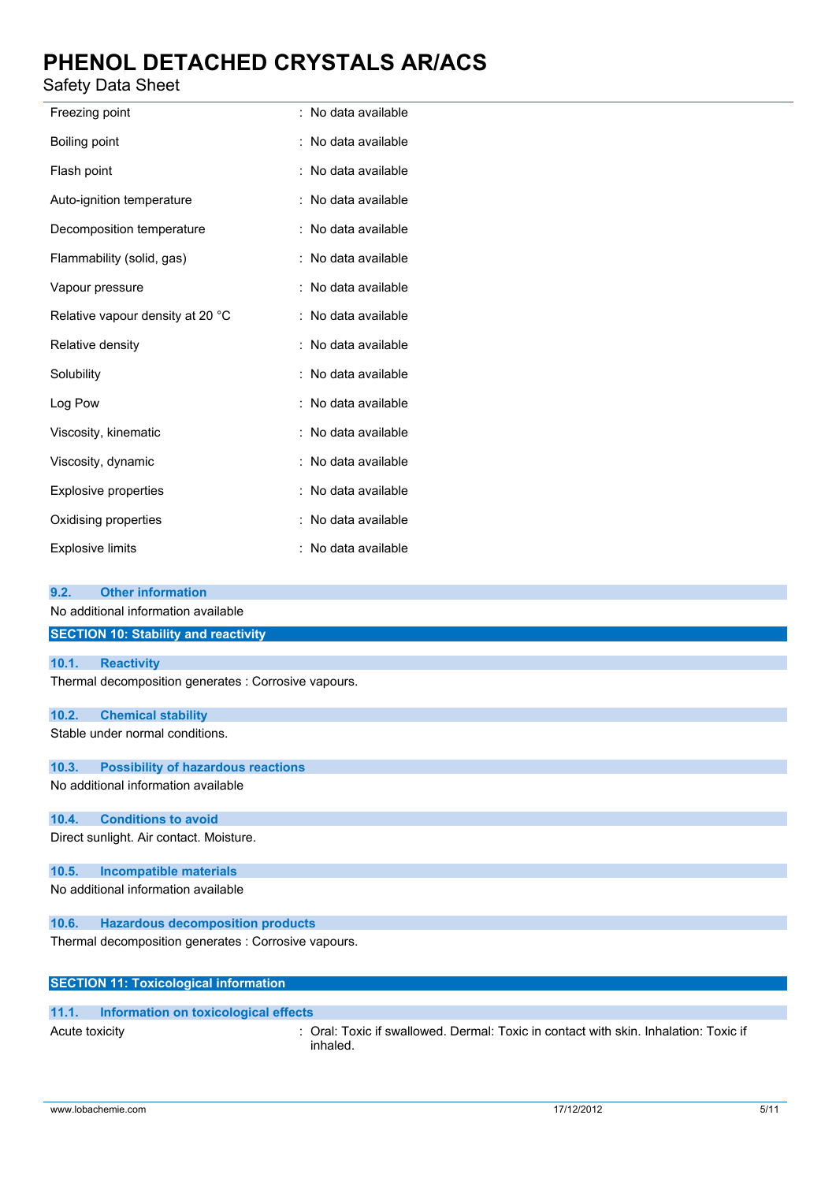| | |
|---|---|
| Freezing point | : No data available |
| Boiling point | : No data available |
| Flash point | : No data available |
| Auto-ignition temperature | : No data available |
| Decomposition temperature | : No data available |
| Flammability (solid, gas) | : No data available |
| Vapour pressure | : No data available |
| Relative vapour density at 20 °C | : No data available |
| Relative density | : No data available |
| Solubility | : No data available |
| Log Pow | : No data available |
| Viscosity, kinematic | : No data available |
| Viscosity, dynamic | : No data available |
| Explosive properties | : No data available |
| Oxidising properties | : No data available |
| Explosive limits | : No data available |

### 9.2. Other information

No additional information available

## SECTION 10: Stability and reactivity

### 10.1. Reactivity

Thermal decomposition generates : Corrosive vapours.

### 10.2. Chemical stability

Stable under normal conditions.

### 10.3. Possibility of hazardous reactions

No additional information available

### 10.4. Conditions to avoid

Direct sunlight. Air contact. Moisture.

### 10.5. Incompatible materials

No additional information available

### 10.6. Hazardous decomposition products

Thermal decomposition generates : Corrosive vapours.

## SECTION 11: Toxicological information

### 11.1. Information on toxicological effects

| | |
|---|---|
| Acute toxicity | : Oral: Toxic if swallowed. Dermal: Toxic in contact with skin. Inhalation: Toxic if inhaled. |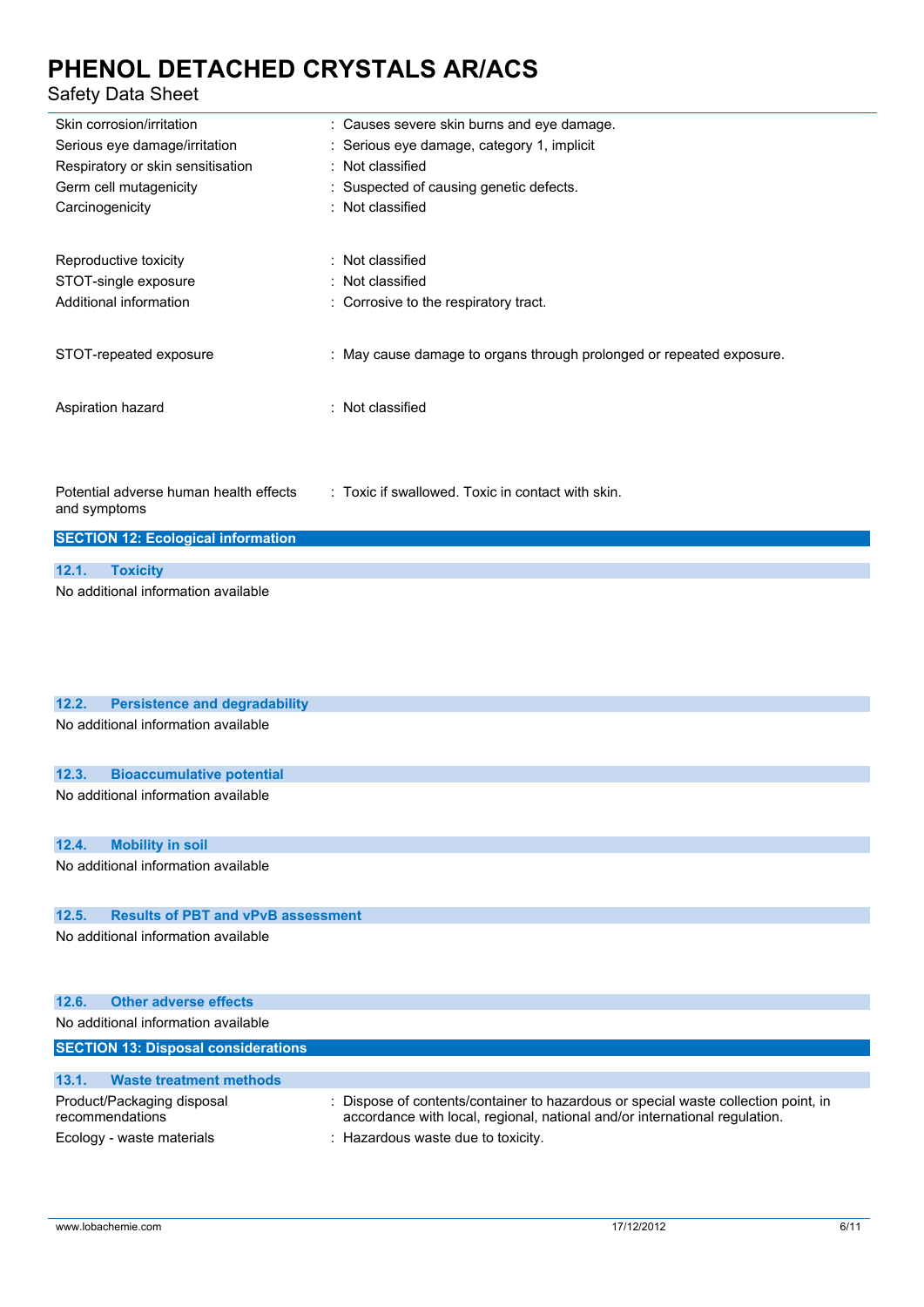| | |
|---|---|
| Skin corrosion/irritation | : Causes severe skin burns and eye damage. |
| Serious eye damage/irritation | : Serious eye damage, category 1, implicit |
| Respiratory or skin sensitisation | : Not classified |
| Germ cell mutagenicity | : Suspected of causing genetic defects. |
| Carcinogenicity | : Not classified |
| Reproductive toxicity | : Not classified |
| STOT-single exposure | : Not classified |
| Additional information | : Corrosive to the respiratory tract. |
| STOT-repeated exposure | : May cause damage to organs through prolonged or repeated exposure. |
| Aspiration hazard | : Not classified |
| Potential adverse human health effects and symptoms | : Toxic if swallowed. Toxic in contact with skin. |

## SECTION 12: Ecological information

### 12.1. Toxicity

No additional information available

### 12.2. Persistence and degradability

No additional information available

### 12.3. Bioaccumulative potential

No additional information available

### 12.4. Mobility in soil

No additional information available

### 12.5. Results of PBT and vPvB assessment

No additional information available

### 12.6. Other adverse effects

No additional information available

## SECTION 13: Disposal considerations

### 13.1. Waste treatment methods

| | |
|---|---|
| Product/Packaging disposal recommendations | : Dispose of contents/container to hazardous or special waste collection point, in accordance with local, regional, national and/or international regulation. |
| Ecology - waste materials | : Hazardous waste due to toxicity. |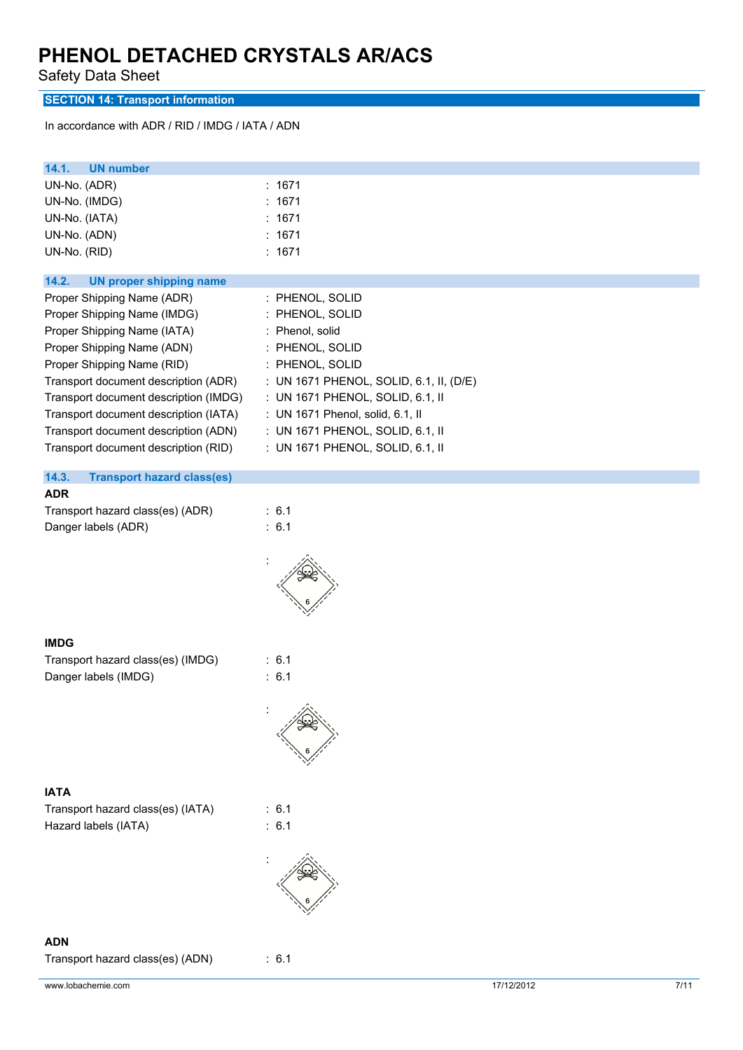# PHENOL DETACHED CRYSTALS AR/ACS

Safety Data Sheet

## SECTION 14: Transport information

In accordance with ADR / RID / IMDG / IATA / ADN

### 14.1. UN number

| | |
|---|---|
| UN-No. (ADR) | : 1671 |
| UN-No. (IMDG) | : 1671 |
| UN-No. (IATA) | : 1671 |
| UN-No. (ADN) | : 1671 |
| UN-No. (RID) | : 1671 |

### 14.2. UN proper shipping name

| | |
|---|---|
| Proper Shipping Name (ADR) | : PHENOL, SOLID |
| Proper Shipping Name (IMDG) | : PHENOL, SOLID |
| Proper Shipping Name (IATA) | : Phenol, solid |
| Proper Shipping Name (ADN) | : PHENOL, SOLID |
| Proper Shipping Name (RID) | : PHENOL, SOLID |
| Transport document description (ADR) | : UN 1671 PHENOL, SOLID, 6.1, II, (D/E) |
| Transport document description (IMDG) | : UN 1671 PHENOL, SOLID, 6.1, II |
| Transport document description (IATA) | : UN 1671 Phenol, solid, 6.1, II |
| Transport document description (ADN) | : UN 1671 PHENOL, SOLID, 6.1, II |
| Transport document description (RID) | : UN 1671 PHENOL, SOLID, 6.1, II |

### 14.3. Transport hazard class(es)

**ADR**

| | |
|---|---|
| Transport hazard class(es) (ADR) | : 6.1 |
| Danger labels (ADR) | : 6.1 |

:

**IMDG**

| | |
|---|---|
| Transport hazard class(es) (IMDG) | : 6.1 |
| Danger labels (IMDG) | : 6.1 |

:

**IATA**

| | |
|---|---|
| Transport hazard class(es) (IATA) | : 6.1 |
| Hazard labels (IATA) | : 6.1 |

:

**ADN**

| | |
|---|---|
| Transport hazard class(es) (ADN) | : 6.1 |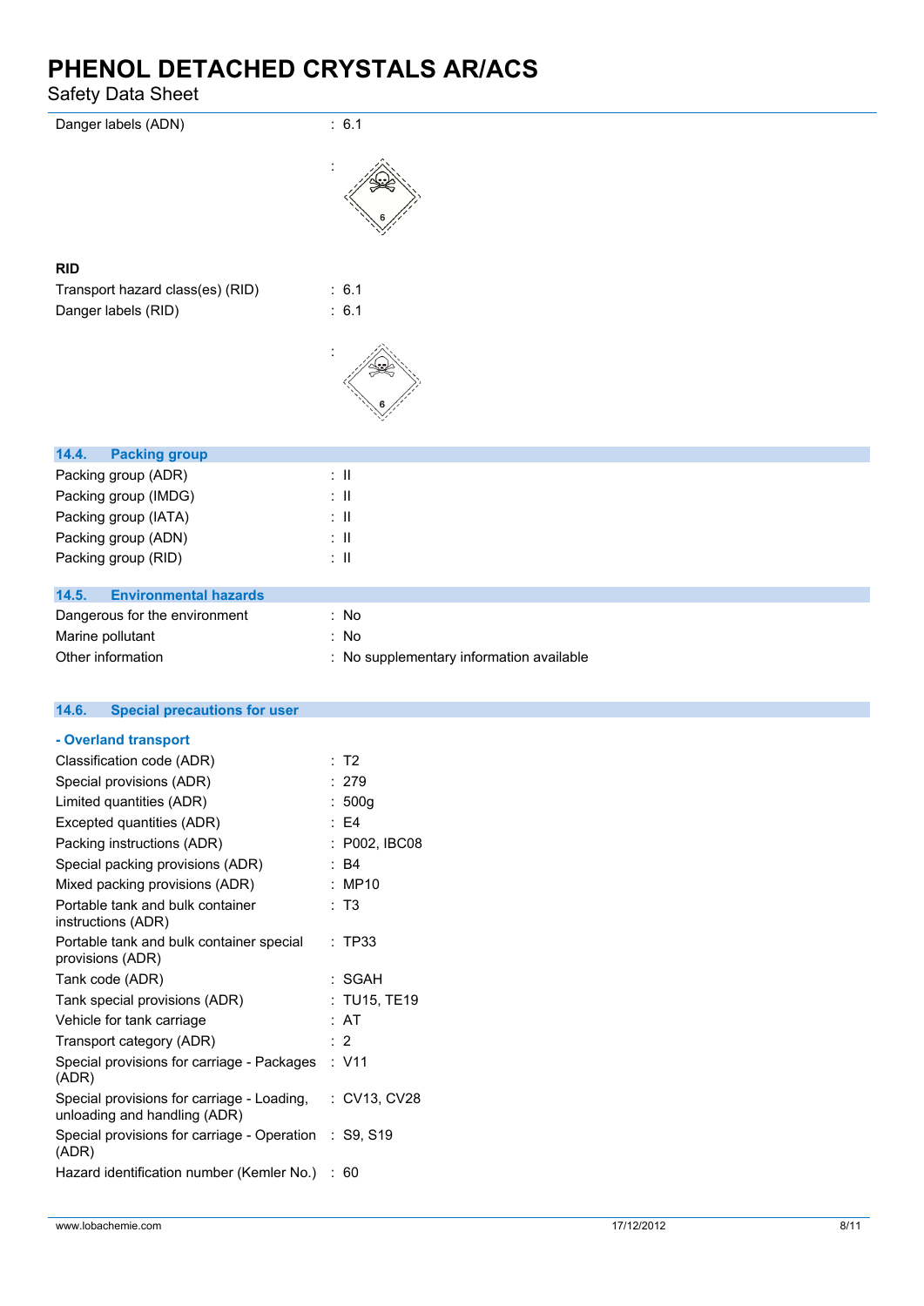Danger labels (ADN) : 6.1

RID

Transport hazard class(es) (RID) : 6.1

Danger labels (RID) : 6.1

## 14.4. Packing group

| | |
|---|---|
| Packing group (ADR) | : II |
| Packing group (IMDG) | : II |
| Packing group (IATA) | : II |
| Packing group (ADN) | : II |
| Packing group (RID) | : II |

## 14.5. Environmental hazards

| | |
|---|---|
| Dangerous for the environment | : No |
| Marine pollutant | : No |
| Other information | : No supplementary information available |

## 14.6. Special precautions for user

### - Overland transport

| | |
|---|---|
| Classification code (ADR) | : T2 |
| Special provisions (ADR) | : 279 |
| Limited quantities (ADR) | : 500g |
| Excepted quantities (ADR) | : E4 |
| Packing instructions (ADR) | : P002, IBC08 |
| Special packing provisions (ADR) | : B4 |
| Mixed packing provisions (ADR) | : MP10 |
| Portable tank and bulk container instructions (ADR) | : T3 |
| Portable tank and bulk container special provisions (ADR) | : TP33 |
| Tank code (ADR) | : SGAH |
| Tank special provisions (ADR) | : TU15, TE19 |
| Vehicle for tank carriage | : AT |
| Transport category (ADR) | : 2 |
| Special provisions for carriage - Packages (ADR) | : V11 |
| Special provisions for carriage - Loading, unloading and handling (ADR) | : CV13, CV28 |
| Special provisions for carriage - Operation (ADR) | : S9, S19 |
| Hazard identification number (Kemler No.) | : 60 |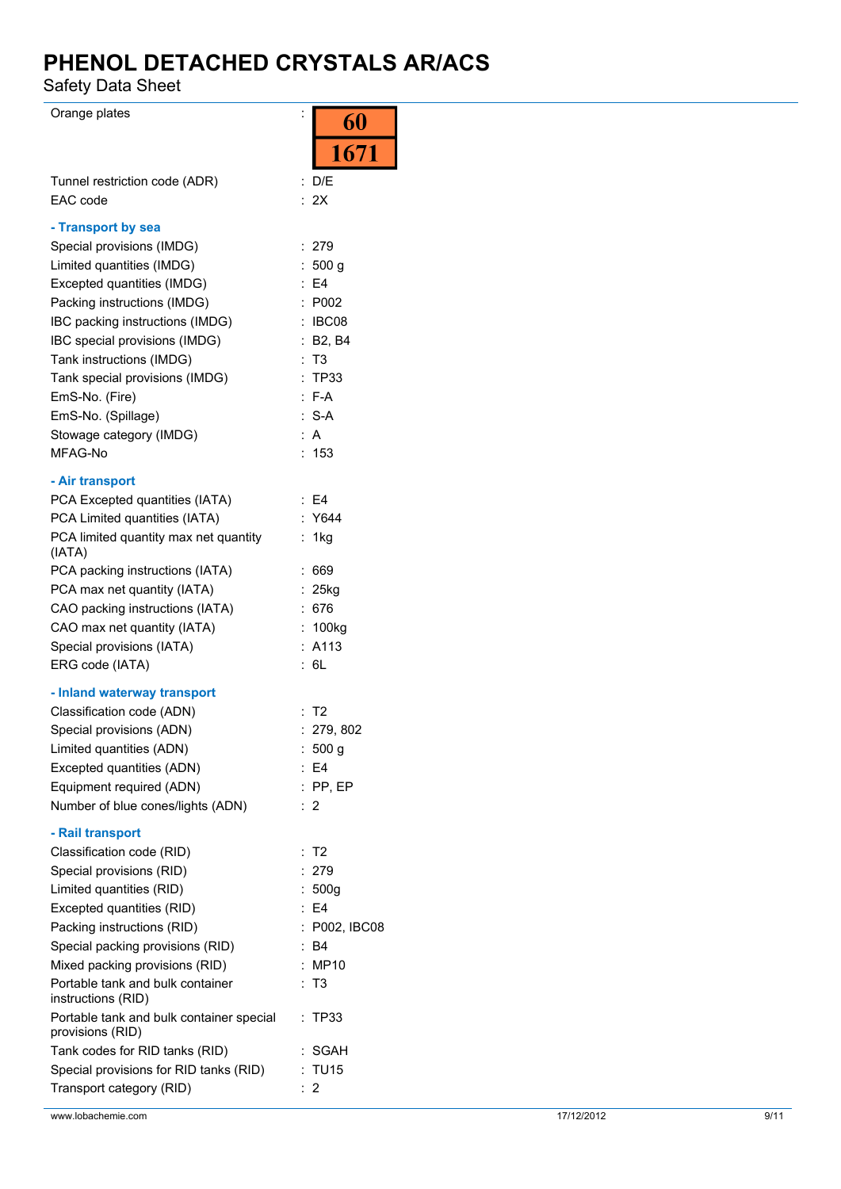| | | |
|---|---|---|
| Orange plates | : | 60<br>1671 |
| Tunnel restriction code (ADR) | : | D/E |
| EAC code | : | 2X |

**- Transport by sea**

| | | |
|---|---|---|
| Special provisions (IMDG) | : | 279 |
| Limited quantities (IMDG) | : | 500 g |
| Excepted quantities (IMDG) | : | E4 |
| Packing instructions (IMDG) | : | P002 |
| IBC packing instructions (IMDG) | : | IBC08 |
| IBC special provisions (IMDG) | : | B2, B4 |
| Tank instructions (IMDG) | : | T3 |
| Tank special provisions (IMDG) | : | TP33 |
| EmS-No. (Fire) | : | F-A |
| EmS-No. (Spillage) | : | S-A |
| Stowage category (IMDG) | : | A |
| MFAG-No | : | 153 |

**- Air transport**

| | | |
|---|---|---|
| PCA Excepted quantities (IATA) | : | E4 |
| PCA Limited quantities (IATA) | : | Y644 |
| PCA limited quantity max net quantity (IATA) | : | 1kg |
| PCA packing instructions (IATA) | : | 669 |
| PCA max net quantity (IATA) | : | 25kg |
| CAO packing instructions (IATA) | : | 676 |
| CAO max net quantity (IATA) | : | 100kg |
| Special provisions (IATA) | : | A113 |
| ERG code (IATA) | : | 6L |

**- Inland waterway transport**

| | | |
|---|---|---|
| Classification code (ADN) | : | T2 |
| Special provisions (ADN) | : | 279, 802 |
| Limited quantities (ADN) | : | 500 g |
| Excepted quantities (ADN) | : | E4 |
| Equipment required (ADN) | : | PP, EP |
| Number of blue cones/lights (ADN) | : | 2 |

**- Rail transport**

| | | |
|---|---|---|
| Classification code (RID) | : | T2 |
| Special provisions (RID) | : | 279 |
| Limited quantities (RID) | : | 500g |
| Excepted quantities (RID) | : | E4 |
| Packing instructions (RID) | : | P002, IBC08 |
| Special packing provisions (RID) | : | B4 |
| Mixed packing provisions (RID) | : | MP10 |
| Portable tank and bulk container instructions (RID) | : | T3 |
| Portable tank and bulk container special provisions (RID) | : | TP33 |
| Tank codes for RID tanks (RID) | : | SGAH |
| Special provisions for RID tanks (RID) | : | TU15 |
| Transport category (RID) | : | 2 |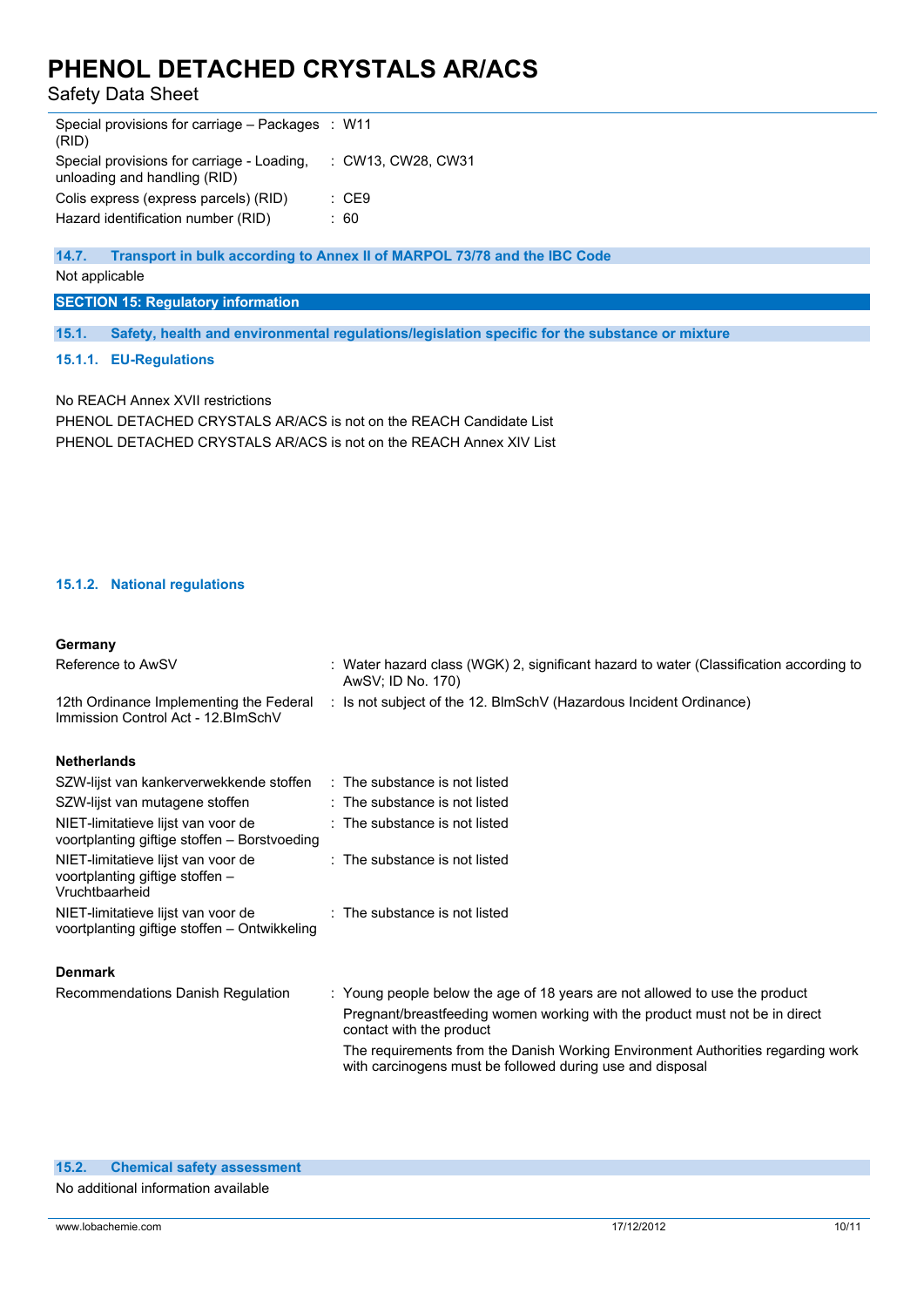| | |
|---|---|
| Special provisions for carriage – Packages (RID) | : W11 |
| Special provisions for carriage - Loading, unloading and handling (RID) | : CW13, CW28, CW31 |
| Colis express (express parcels) (RID) | : CE9 |
| Hazard identification number (RID) | : 60 |

### 14.7. Transport in bulk according to Annex II of MARPOL 73/78 and the IBC Code

Not applicable

## SECTION 15: Regulatory information

### 15.1. Safety, health and environmental regulations/legislation specific for the substance or mixture

#### 15.1.1. EU-Regulations

No REACH Annex XVII restrictions

PHENOL DETACHED CRYSTALS AR/ACS is not on the REACH Candidate List

PHENOL DETACHED CRYSTALS AR/ACS is not on the REACH Annex XIV List

#### 15.1.2. National regulations

**Germany**

| | |
|---|---|
| Reference to AwSV | : Water hazard class (WGK) 2, significant hazard to water (Classification according to AwSV; ID No. 170) |
| 12th Ordinance Implementing the Federal Immission Control Act - 12.BImSchV | : Is not subject of the 12. BlmSchV (Hazardous Incident Ordinance) |

**Netherlands**

| | |
|---|---|
| SZW-lijst van kankerverwekkende stoffen | : The substance is not listed |
| SZW-lijst van mutagene stoffen | : The substance is not listed |
| NIET-limitatieve lijst van voor de voortplanting giftige stoffen – Borstvoeding | : The substance is not listed |
| NIET-limitatieve lijst van voor de voortplanting giftige stoffen – Vruchtbaarheid | : The substance is not listed |
| NIET-limitatieve lijst van voor de voortplanting giftige stoffen – Ontwikkeling | : The substance is not listed |

**Denmark**

| | |
|---|---|
| Recommendations Danish Regulation | : Young people below the age of 18 years are not allowed to use the product<br>Pregnant/breastfeeding women working with the product must not be in direct contact with the product<br>The requirements from the Danish Working Environment Authorities regarding work with carcinogens must be followed during use and disposal |

### 15.2. Chemical safety assessment

No additional information available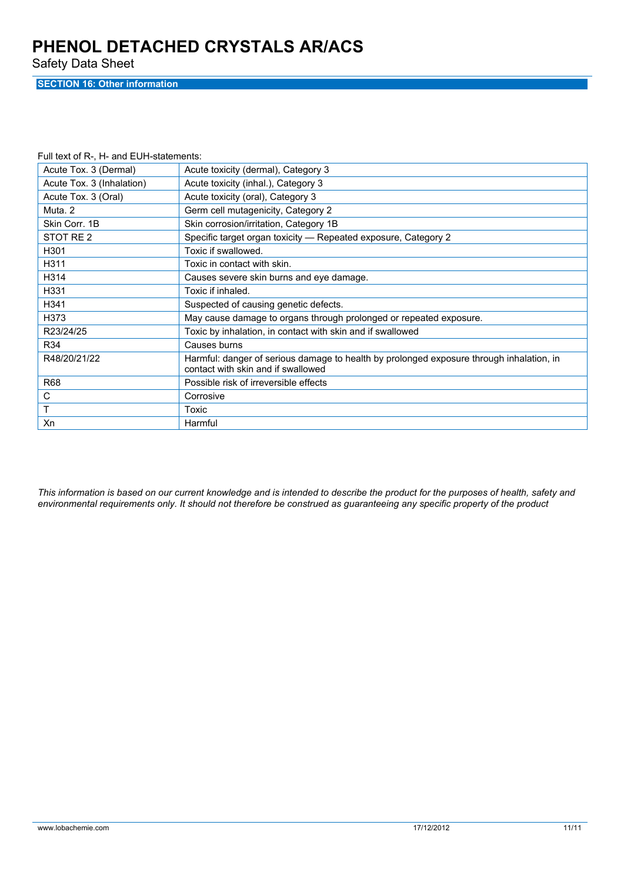# PHENOL DETACHED CRYSTALS AR/ACS

Safety Data Sheet

## SECTION 16: Other information

Full text of R-, H- and EUH-statements:

| | |
|---|---|
| Acute Tox. 3 (Dermal) | Acute toxicity (dermal), Category 3 |
| Acute Tox. 3 (Inhalation) | Acute toxicity (inhal.), Category 3 |
| Acute Tox. 3 (Oral) | Acute toxicity (oral), Category 3 |
| Muta. 2 | Germ cell mutagenicity, Category 2 |
| Skin Corr. 1B | Skin corrosion/irritation, Category 1B |
| STOT RE 2 | Specific target organ toxicity — Repeated exposure, Category 2 |
| H301 | Toxic if swallowed. |
| H311 | Toxic in contact with skin. |
| H314 | Causes severe skin burns and eye damage. |
| H331 | Toxic if inhaled. |
| H341 | Suspected of causing genetic defects. |
| H373 | May cause damage to organs through prolonged or repeated exposure. |
| R23/24/25 | Toxic by inhalation, in contact with skin and if swallowed |
| R34 | Causes burns |
| R48/20/21/22 | Harmful: danger of serious damage to health by prolonged exposure through inhalation, in contact with skin and if swallowed |
| R68 | Possible risk of irreversible effects |
| C | Corrosive |
| T | Toxic |
| Xn | Harmful |

*This information is based on our current knowledge and is intended to describe the product for the purposes of health, safety and environmental requirements only. It should not therefore be construed as guaranteeing any specific property of the product*